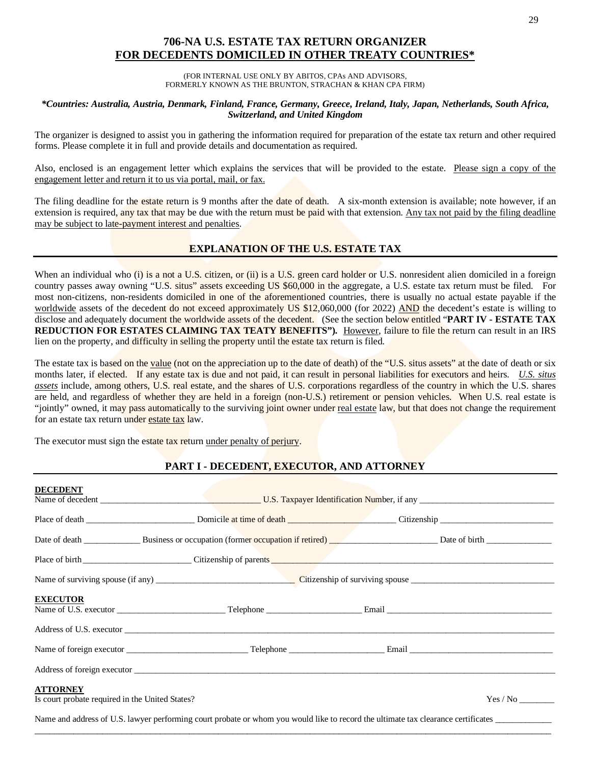# 706-NA U.S. ESTATE TAX RETURN ORGANIZER
## FOR DECEDENTS DOMICILED IN OTHER TREATY COUNTRIES*

(FOR INTERNAL USE ONLY BY ABITOS, CPAs AND ADVISORS,
FORMERLY KNOWN AS THE BRUNTON, STRACHAN & KHAN CPA FIRM)

***Countries: Australia, Austria, Denmark, Finland, France, Germany, Greece, Ireland, Italy, Japan, Netherlands, South Africa, Switzerland, and United Kingdom***

The organizer is designed to assist you in gathering the information required for preparation of the estate tax return and other required forms. Please complete it in full and provide details and documentation as required.

Also, enclosed is an engagement letter which explains the services that will be provided to the estate. <u>Please sign a copy of the engagement letter and return it to us via portal, mail, or fax.</u>

The filing deadline for the estate return is 9 months after the date of death. A six-month extension is available; note however, if an extension is required, any tax that may be due with the return must be paid with that extension. <u>Any tax not paid by the filing deadline may be subject to late-payment interest and penalties</u>.

## EXPLANATION OF THE U.S. ESTATE TAX

When an individual who (i) is a not a U.S. citizen, or (ii) is a U.S. green card holder or U.S. nonresident alien domiciled in a foreign country passes away owning "U.S. situs" assets exceeding US $60,000 in the aggregate, a U.S. estate tax return must be filed. For most non-citizens, non-residents domiciled in one of the aforementioned countries, there is usually no actual estate payable if the <u>worldwide</u> assets of the decedent do not exceed approximately US $12,060,000 (for 2022) <u>AND</u> the decedent's estate is willing to disclose and adequately document the worldwide assets of the decedent. (See the section below entitled "**PART IV - ESTATE TAX REDUCTION FOR ESTATES CLAIMING TAX TEATY BENEFITS").** <u>However</u>, failure to file the return can result in an IRS lien on the property, and difficulty in selling the property until the estate tax return is filed.

The estate tax is based on the <u>value</u> (not on the appreciation up to the date of death) of the "U.S. situs assets" at the date of death or six months later, if elected. If any estate tax is due and not paid, it can result in personal liabilities for executors and heirs. <u>*U.S. situs assets*</u> include, among others, U.S. real estate, and the shares of U.S. corporations regardless of the country in which the U.S. shares are held, and regardless of whether they are held in a foreign (non-U.S.) retirement or pension vehicles. When U.S. real estate is "jointly" owned, it may pass automatically to the surviving joint owner under <u>real estate</u> law, but that does not change the requirement for an estate tax return under <u>estate tax</u> law.

The executor must sign the estate tax return <u>under penalty of perjury</u>.

## PART I - DECEDENT, EXECUTOR, AND ATTORNEY

**<u>DECEDENT</u>**

Name of decedent ____________________ U.S. Taxpayer Identification Number, if any ____________________

Place of death ____________________ Domicile at time of death ____________________ Citizenship ____________________

Date of death __________ Business or occupation (former occupation if retired) ____________________ Date of birth __________

Place of birth ____________________ Citizenship of parents ____________________

Name of surviving spouse (if any) ____________________ Citizenship of surviving spouse ____________________

**<u>EXECUTOR</u>**

Name of U.S. executor ____________________ Telephone ____________________ Email ____________________

Address of U.S. executor ____________________

Name of foreign executor ____________________ Telephone ____________________ Email ____________________

Address of foreign executor ____________________

**<u>ATTORNEY</u>**

Is court probate required in the United States? Yes / No ________

Name and address of U.S. lawyer performing court probate or whom you would like to record the ultimate tax clearance certificates ____________________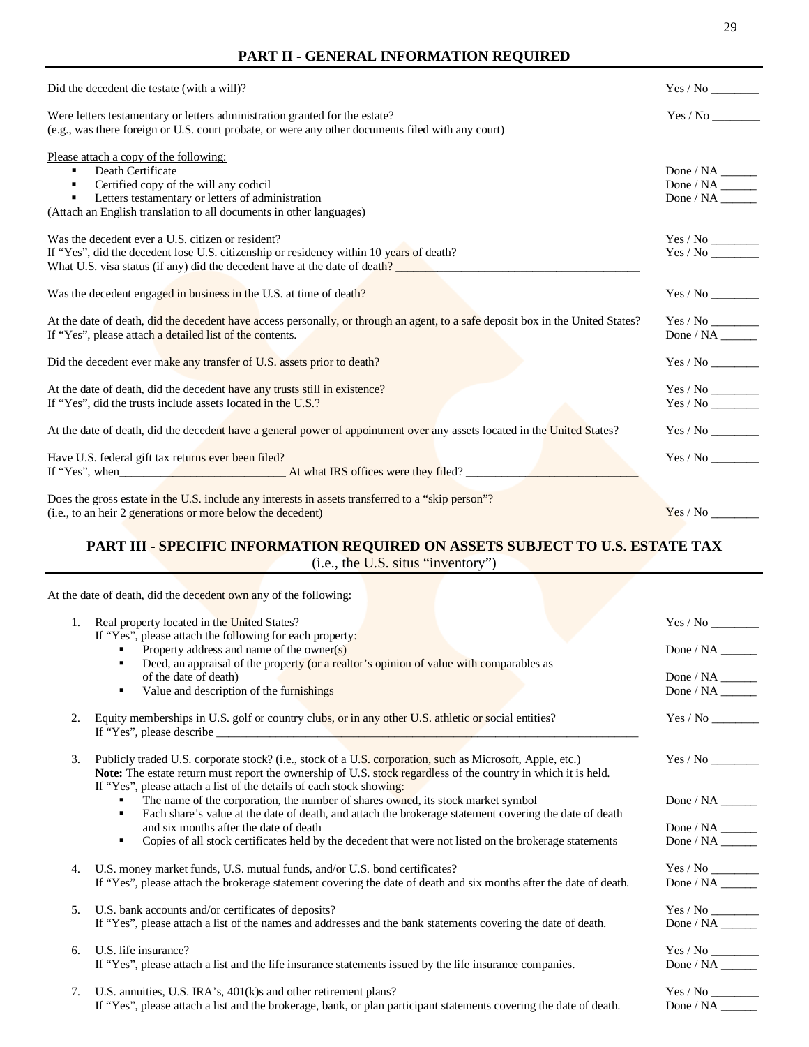## PART II - GENERAL INFORMATION REQUIRED

| | |
|---|---|
| Did the decedent die testate (with a will)? | Yes / No ________ |
| Were letters testamentary or letters administration granted for the estate?<br>(e.g., was there foreign or U.S. court probate, or were any other documents filed with any court) | Yes / No ________ |
| Please attach a copy of the following: | |
| ▪ Death Certificate | Done / NA ______ |
| ▪ Certified copy of the will any codicil | Done / NA ______ |
| ▪ Letters testamentary or letters of administration | Done / NA ______ |
| (Attach an English translation to all documents in other languages) | |
| Was the decedent ever a U.S. citizen or resident? | Yes / No ________ |
| If "Yes", did the decedent lose U.S. citizenship or residency within 10 years of death? | Yes / No ________ |
| What U.S. visa status (if any) did the decedent have at the date of death? ________________________________________ | |
| Was the decedent engaged in business in the U.S. at time of death? | Yes / No ________ |
| At the date of death, did the decedent have access personally, or through an agent, to a safe deposit box in the United States? | Yes / No ________ |
| If "Yes", please attach a detailed list of the contents. | Done / NA ______ |
| Did the decedent ever make any transfer of U.S. assets prior to death? | Yes / No ________ |
| At the date of death, did the decedent have any trusts still in existence? | Yes / No ________ |
| If "Yes", did the trusts include assets located in the U.S.? | Yes / No ________ |
| At the date of death, did the decedent have a general power of appointment over any assets located in the United States? | Yes / No ________ |
| Have U.S. federal gift tax returns ever been filed?<br>If "Yes", when___________________________ At what IRS offices were they filed? ____________________________ | Yes / No ________ |
| Does the gross estate in the U.S. include any interests in assets transferred to a "skip person"?<br>(i.e., to an heir 2 generations or more below the decedent) | Yes / No ________ |

## PART III - SPECIFIC INFORMATION REQUIRED ON ASSETS SUBJECT TO U.S. ESTATE TAX

(i.e., the U.S. situs "inventory")

At the date of death, did the decedent own any of the following:

| | |
|---|---|
| 1. Real property located in the United States?<br>If "Yes", please attach the following for each property: | Yes / No ________ |
| ▪ Property address and name of the owner(s) | Done / NA ______ |
| ▪ Deed, an appraisal of the property (or a realtor's opinion of value with comparables as of the date of death) | Done / NA ______ |
| ▪ Value and description of the furnishings | Done / NA ______ |
| 2. Equity memberships in U.S. golf or country clubs, or in any other U.S. athletic or social entities?<br>If "Yes", please describe ___________________________________________________________________________ | Yes / No ________ |
| 3. Publicly traded U.S. corporate stock? (i.e., stock of a U.S. corporation, such as Microsoft, Apple, etc.)<br>**Note:** The estate return must report the ownership of U.S. stock regardless of the country in which it is held.<br>If "Yes", please attach a list of the details of each stock showing: | Yes / No ________ |
| ▪ The name of the corporation, the number of shares owned, its stock market symbol | Done / NA ______ |
| ▪ Each share's value at the date of death, and attach the brokerage statement covering the date of death and six months after the date of death | Done / NA ______ |
| ▪ Copies of all stock certificates held by the decedent that were not listed on the brokerage statements | Done / NA ______ |
| 4. U.S. money market funds, U.S. mutual funds, and/or U.S. bond certificates? | Yes / No ________ |
| If "Yes", please attach the brokerage statement covering the date of death and six months after the date of death. | Done / NA ______ |
| 5. U.S. bank accounts and/or certificates of deposits? | Yes / No ________ |
| If "Yes", please attach a list of the names and addresses and the bank statements covering the date of death. | Done / NA ______ |
| 6. U.S. life insurance? | Yes / No ________ |
| If "Yes", please attach a list and the life insurance statements issued by the life insurance companies. | Done / NA ______ |
| 7. U.S. annuities, U.S. IRA's, 401(k)s and other retirement plans? | Yes / No ________ |
| If "Yes", please attach a list and the brokerage, bank, or plan participant statements covering the date of death. | Done / NA ______ |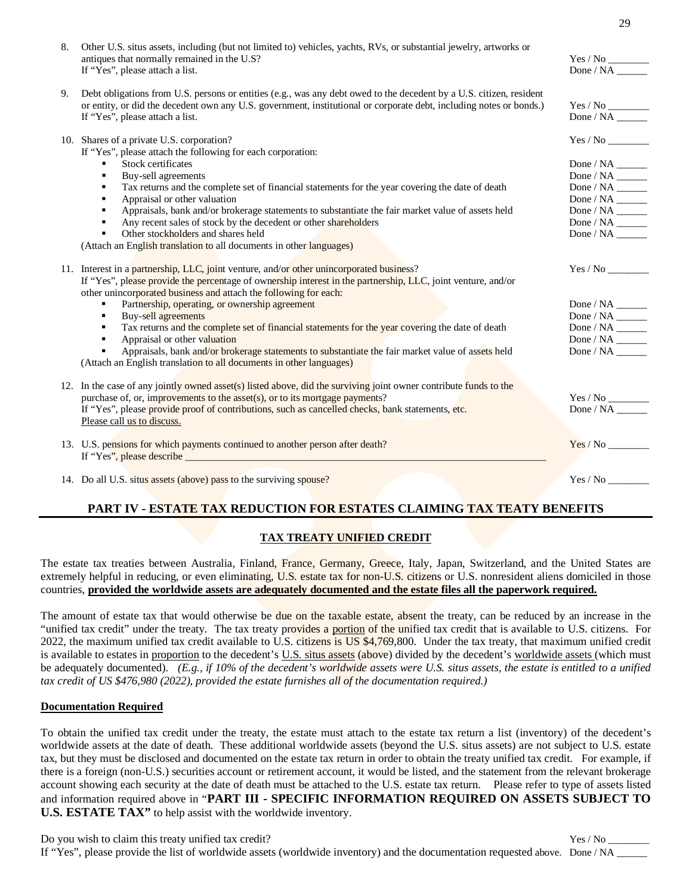8. Other U.S. situs assets, including (but not limited to) vehicles, yachts, RVs, or substantial jewelry, artworks or antiques that normally remained in the U.S? — Yes / No ________
   If "Yes", please attach a list. — Done / NA ______

9. Debt obligations from U.S. persons or entities (e.g., was any debt owed to the decedent by a U.S. citizen, resident or entity, or did the decedent own any U.S. government, institutional or corporate debt, including notes or bonds.) — Yes / No ________
   If "Yes", please attach a list. — Done / NA ______

10. Shares of a private U.S. corporation? — Yes / No ________
    If "Yes", please attach the following for each corporation:
    - Stock certificates — Done / NA ______
    - Buy-sell agreements — Done / NA ______
    - Tax returns and the complete set of financial statements for the year covering the date of death — Done / NA ______
    - Appraisal or other valuation — Done / NA ______
    - Appraisals, bank and/or brokerage statements to substantiate the fair market value of assets held — Done / NA ______
    - Any recent sales of stock by the decedent or other shareholders — Done / NA ______
    - Other stockholders and shares held — Done / NA ______

    (Attach an English translation to all documents in other languages)

11. Interest in a partnership, LLC, joint venture, and/or other unincorporated business? — Yes / No ________
    If "Yes", please provide the percentage of ownership interest in the partnership, LLC, joint venture, and/or other unincorporated business and attach the following for each:
    - Partnership, operating, or ownership agreement — Done / NA ______
    - Buy-sell agreements — Done / NA ______
    - Tax returns and the complete set of financial statements for the year covering the date of death — Done / NA ______
    - Appraisal or other valuation — Done / NA ______
    - Appraisals, bank and/or brokerage statements to substantiate the fair market value of assets held — Done / NA ______

    (Attach an English translation to all documents in other languages)

12. In the case of any jointly owned asset(s) listed above, did the surviving joint owner contribute funds to the purchase of, or, improvements to the asset(s), or to its mortgage payments? — Yes / No ________
    If "Yes", please provide proof of contributions, such as cancelled checks, bank statements, etc. — Done / NA ______
    Please call us to discuss.

13. U.S. pensions for which payments continued to another person after death? — Yes / No ________
    If "Yes", please describe ____________________________________________

14. Do all U.S. situs assets (above) pass to the surviving spouse? — Yes / No ________

## PART IV - ESTATE TAX REDUCTION FOR ESTATES CLAIMING TAX TEATY BENEFITS

### TAX TREATY UNIFIED CREDIT

The estate tax treaties between Australia, Finland, France, Germany, Greece, Italy, Japan, Switzerland, and the United States are extremely helpful in reducing, or even eliminating, U.S. estate tax for non-U.S. citizens or U.S. nonresident aliens domiciled in those countries, **provided the worldwide assets are adequately documented and the estate files all the paperwork required.**

The amount of estate tax that would otherwise be due on the taxable estate, absent the treaty, can be reduced by an increase in the "unified tax credit" under the treaty. The tax treaty provides a portion of the unified tax credit that is available to U.S. citizens. For 2022, the maximum unified tax credit available to U.S. citizens is US $4,769,800. Under the tax treaty, that maximum unified credit is available to estates in proportion to the decedent's U.S. situs assets (above) divided by the decedent's worldwide assets (which must be adequately documented). *(E.g., if 10% of the decedent's worldwide assets were U.S. situs assets, the estate is entitled to a unified tax credit of US $476,980 (2022), provided the estate furnishes all of the documentation required.)*

**Documentation Required**

To obtain the unified tax credit under the treaty, the estate must attach to the estate tax return a list (inventory) of the decedent's worldwide assets at the date of death. These additional worldwide assets (beyond the U.S. situs assets) are not subject to U.S. estate tax, but they must be disclosed and documented on the estate tax return in order to obtain the treaty unified tax credit. For example, if there is a foreign (non-U.S.) securities account or retirement account, it would be listed, and the statement from the relevant brokerage account showing each security at the date of death must be attached to the U.S. estate tax return. Please refer to type of assets listed and information required above in "**PART III - SPECIFIC INFORMATION REQUIRED ON ASSETS SUBJECT TO U.S. ESTATE TAX**" to help assist with the worldwide inventory.

Do you wish to claim this treaty unified tax credit? — Yes / No ________
If "Yes", please provide the list of worldwide assets (worldwide inventory) and the documentation requested above. — Done / NA ______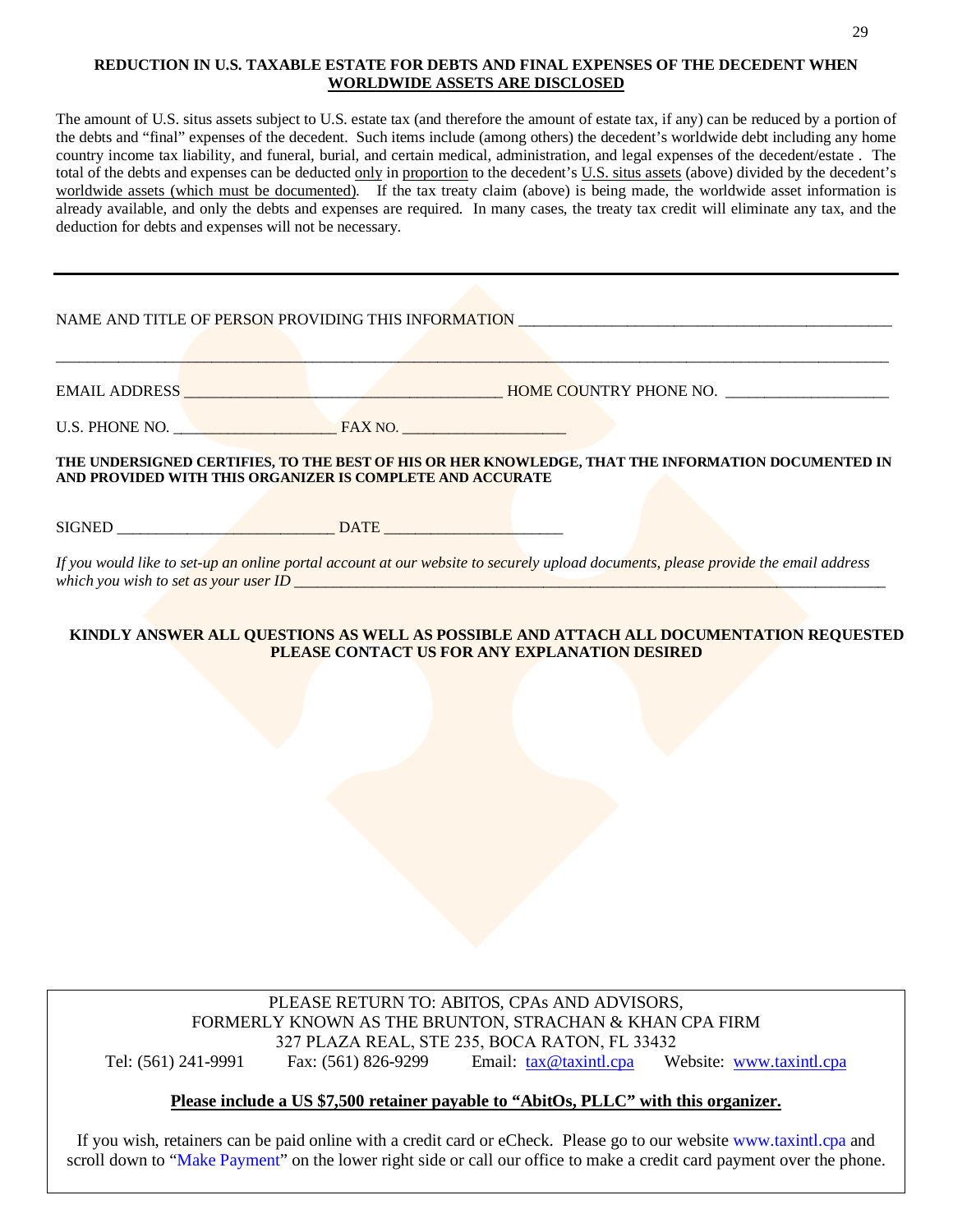## REDUCTION IN U.S. TAXABLE ESTATE FOR DEBTS AND FINAL EXPENSES OF THE DECEDENT WHEN WORLDWIDE ASSETS ARE DISCLOSED

The amount of U.S. situs assets subject to U.S. estate tax (and therefore the amount of estate tax, if any) can be reduced by a portion of the debts and "final" expenses of the decedent. Such items include (among others) the decedent's worldwide debt including any home country income tax liability, and funeral, burial, and certain medical, administration, and legal expenses of the decedent/estate . The total of the debts and expenses can be deducted only in proportion to the decedent's U.S. situs assets (above) divided by the decedent's worldwide assets (which must be documented). If the tax treaty claim (above) is being made, the worldwide asset information is already available, and only the debts and expenses are required. In many cases, the treaty tax credit will eliminate any tax, and the deduction for debts and expenses will not be necessary.

---

NAME AND TITLE OF PERSON PROVIDING THIS INFORMATION ________________________________________________

________________________________________________________________________________________________

EMAIL ADDRESS ________________________________________ HOME COUNTRY PHONE NO. ____________________

U.S. PHONE NO. ____________________ FAX NO. ____________________

**THE UNDERSIGNED CERTIFIES, TO THE BEST OF HIS OR HER KNOWLEDGE, THAT THE INFORMATION DOCUMENTED IN AND PROVIDED WITH THIS ORGANIZER IS COMPLETE AND ACCURATE**

SIGNED ___________________________ DATE ______________________

*If you would like to set-up an online portal account at our website to securely upload documents, please provide the email address which you wish to set as your user ID* ________________________________________________________________________________

**KINDLY ANSWER ALL QUESTIONS AS WELL AS POSSIBLE AND ATTACH ALL DOCUMENTATION REQUESTED**
**PLEASE CONTACT US FOR ANY EXPLANATION DESIRED**

PLEASE RETURN TO: ABITOS, CPAs AND ADVISORS,
FORMERLY KNOWN AS THE BRUNTON, STRACHAN & KHAN CPA FIRM
327 PLAZA REAL, STE 235, BOCA RATON, FL 33432
Tel: (561) 241-9991 Fax: (561) 826-9299 Email: tax@taxintl.cpa Website: www.taxintl.cpa

**Please include a US $7,500 retainer payable to "AbitOs, PLLC" with this organizer.**

If you wish, retainers can be paid online with a credit card or eCheck. Please go to our website www.taxintl.cpa and scroll down to "Make Payment" on the lower right side or call our office to make a credit card payment over the phone.